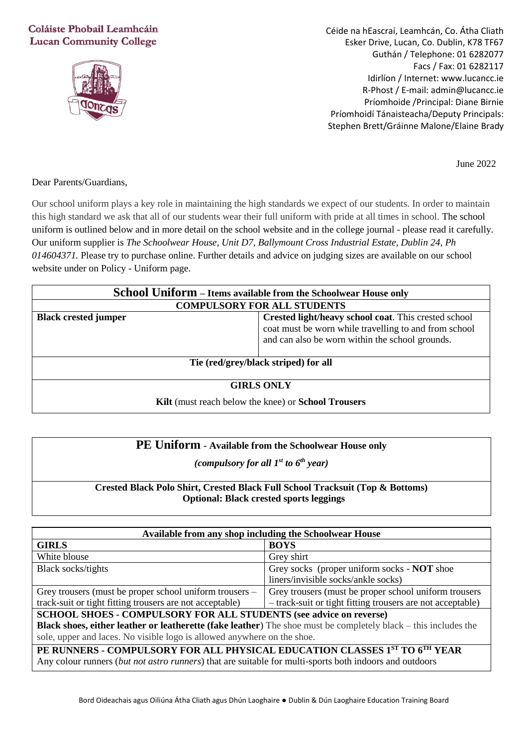**Coláiste Phobail Leamhcáin**
**Lucan Community College**

Céide na hEascraí, Leamhcán, Co. Átha Cliath
Esker Drive, Lucan, Co. Dublin, K78 TF67
Guthán / Telephone: 01 6282077
Facs / Fax: 01 6282117
Idirlíon / Internet: www.lucancc.ie
R-Phost / E-mail: admin@lucancc.ie
Príomhoide /Principal: Diane Birnie
Príomhoidí Tánaisteacha/Deputy Principals:
Stephen Brett/Gráinne Malone/Elaine Brady

June 2022

Dear Parents/Guardians,

Our school uniform plays a key role in maintaining the high standards we expect of our students. In order to maintain this high standard we ask that all of our students wear their full uniform with pride at all times in school. The school uniform is outlined below and in more detail on the school website and in the college journal - please read it carefully. Our uniform supplier is *The Schoolwear House, Unit D7, Ballymount Cross Industrial Estate, Dublin 24, Ph 014604371.* Please try to purchase online. Further details and advice on judging sizes are available on our school website under on Policy - Uniform page.

| **School Uniform – Items available from the Schoolwear House only** | |
|---|---|
| **COMPULSORY FOR ALL STUDENTS** | |
| **Black crested jumper** | **Crested light/heavy school coat**. This crested school coat must be worn while travelling to and from school and can also be worn within the school grounds. |
| **Tie (red/grey/black striped) for all** | |
| **GIRLS ONLY** | |
| **Kilt** (must reach below the knee) or **School Trousers** | |

| **PE Uniform - Available from the Schoolwear House only** |
|---|
| ***(compulsory for all 1st to 6th year)*** |
| **Crested Black Polo Shirt, Crested Black Full School Tracksuit (Top & Bottoms)** **Optional: Black crested sports leggings** |

| **Available from any shop including the Schoolwear House** | |
|---|---|
| **GIRLS** | **BOYS** |
| White blouse | Grey shirt |
| Black socks/tights | Grey socks (proper uniform socks - **NOT** shoe liners/invisible socks/ankle socks) |
| Grey trousers (must be proper school uniform trousers – track-suit or tight fitting trousers are not acceptable) | Grey trousers (must be proper school uniform trousers – track-suit or tight fitting trousers are not acceptable) |
| **SCHOOL SHOES - COMPULSORY FOR ALL STUDENTS (see advice on reverse)** **Black shoes, either leather or leatherette (fake leather**) The shoe must be completely black – this includes the sole, upper and laces. No visible logo is allowed anywhere on the shoe. | |
| **PE RUNNERS - COMPULSORY FOR ALL PHYSICAL EDUCATION CLASSES 1ST TO 6TH YEAR** Any colour runners (*but not astro runners*) that are suitable for multi-sports both indoors and outdoors | |

Bord Oideachais agus Oiliúna Átha Cliath agus Dhún Laoghaire ● Dublin & Dún Laoghaire Education Training Board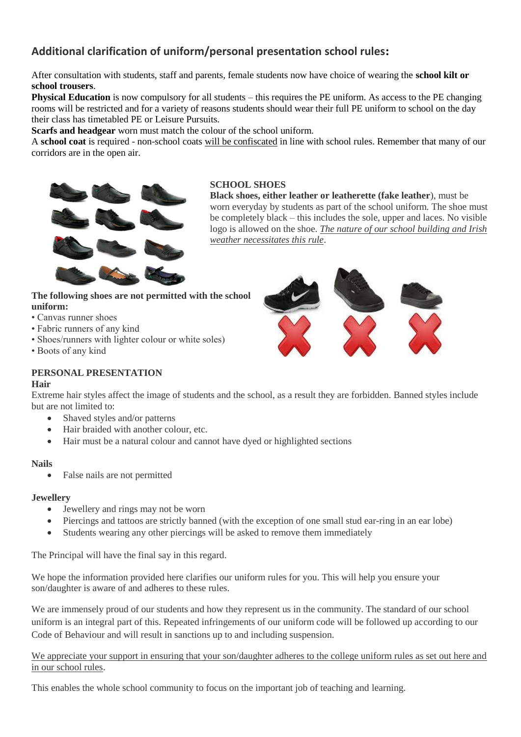## Additional clarification of uniform/personal presentation school rules:

After consultation with students, staff and parents, female students now have choice of wearing the **school kilt or school trousers**.

**Physical Education** is now compulsory for all students – this requires the PE uniform. As access to the PE changing rooms will be restricted and for a variety of reasons students should wear their full PE uniform to school on the day their class has timetabled PE or Leisure Pursuits.

**Scarfs and headgear** worn must match the colour of the school uniform.

A **school coat** is required - non-school coats will be confiscated in line with school rules. Remember that many of our corridors are in the open air.

**SCHOOL SHOES**

**Black shoes, either leather or leatherette (fake leather**), must be worn everyday by students as part of the school uniform. The shoe must be completely black – this includes the sole, upper and laces. No visible logo is allowed on the shoe. *The nature of our school building and Irish weather necessitates this rule*.

**The following shoes are not permitted with the school uniform:**

- Canvas runner shoes
- Fabric runners of any kind
- Shoes/runners with lighter colour or white soles)
- Boots of any kind

**PERSONAL PRESENTATION**

**Hair**

Extreme hair styles affect the image of students and the school, as a result they are forbidden. Banned styles include but are not limited to:

- Shaved styles and/or patterns
- Hair braided with another colour, etc.
- Hair must be a natural colour and cannot have dyed or highlighted sections

**Nails**

- False nails are not permitted

**Jewellery**

- Jewellery and rings may not be worn
- Piercings and tattoos are strictly banned (with the exception of one small stud ear-ring in an ear lobe)
- Students wearing any other piercings will be asked to remove them immediately

The Principal will have the final say in this regard.

We hope the information provided here clarifies our uniform rules for you. This will help you ensure your son/daughter is aware of and adheres to these rules.

We are immensely proud of our students and how they represent us in the community. The standard of our school uniform is an integral part of this. Repeated infringements of our uniform code will be followed up according to our Code of Behaviour and will result in sanctions up to and including suspension.

We appreciate your support in ensuring that your son/daughter adheres to the college uniform rules as set out here and in our school rules.

This enables the whole school community to focus on the important job of teaching and learning.